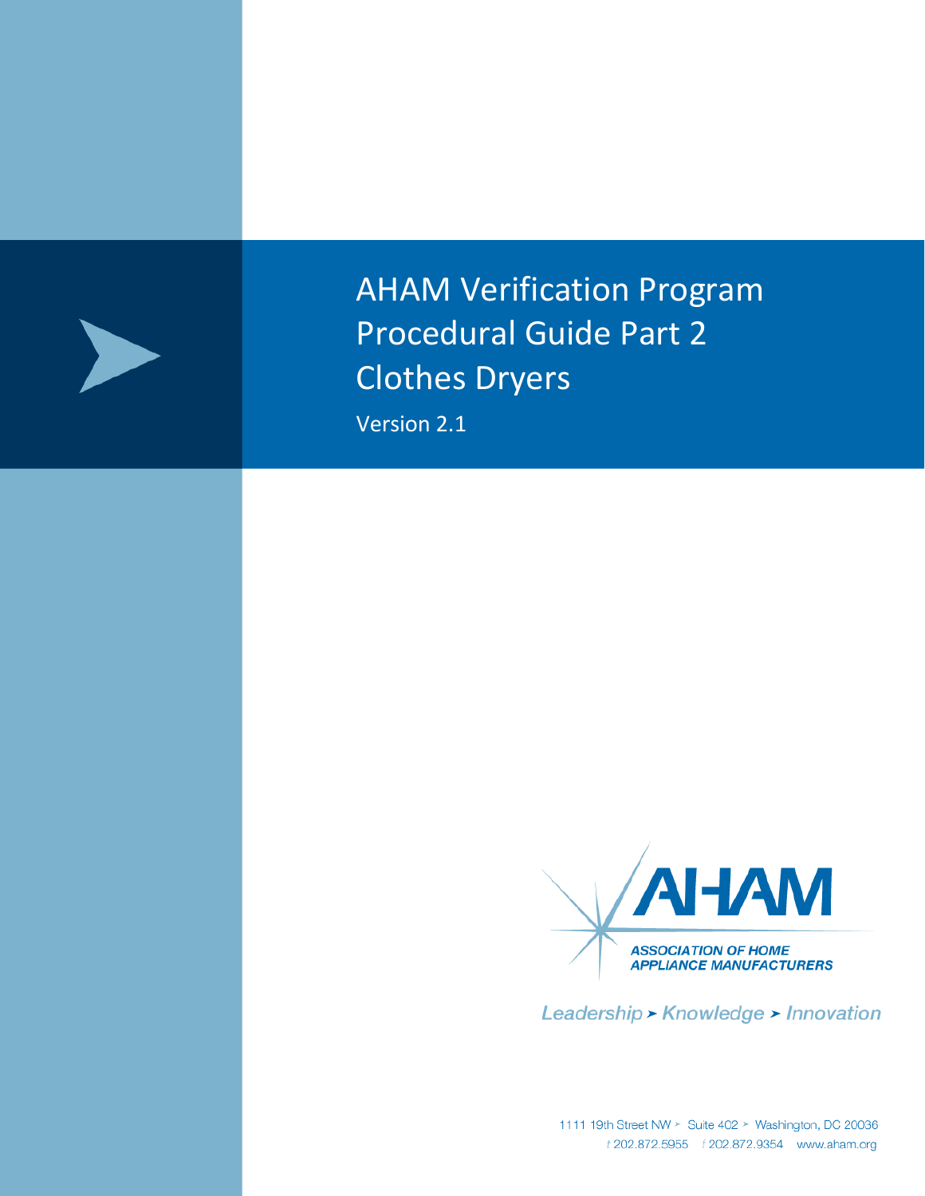# AHAM Verification Program Procedural Guide Part 2 Clothes Dryers

Version 2.1

AHAM

ASSOCIATION OF HOME APPLIANCE MANUFACTURERS

*Leadership ➤ Knowledge ➤ Innovation*

1111 19th Street NW ➤ Suite 402 ➤ Washington, DC 20036
t 202.872.5955 f 202.872.9354 www.aham.org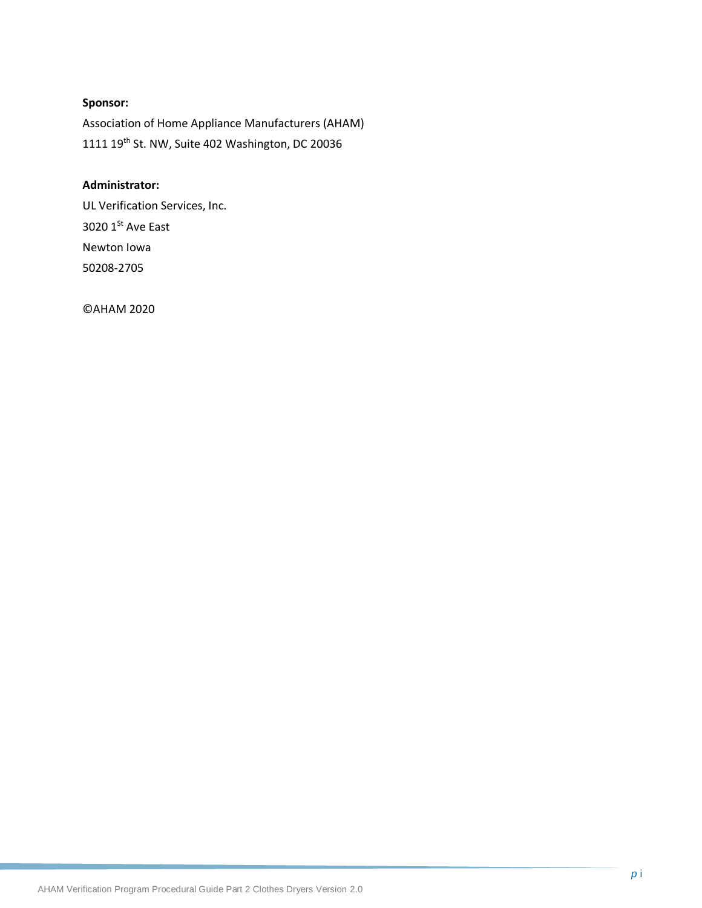**Sponsor:**

Association of Home Appliance Manufacturers (AHAM)

1111 19th St. NW, Suite 402 Washington, DC 20036

**Administrator:**

UL Verification Services, Inc.

3020 1St Ave East

Newton Iowa

50208-2705

©AHAM 2020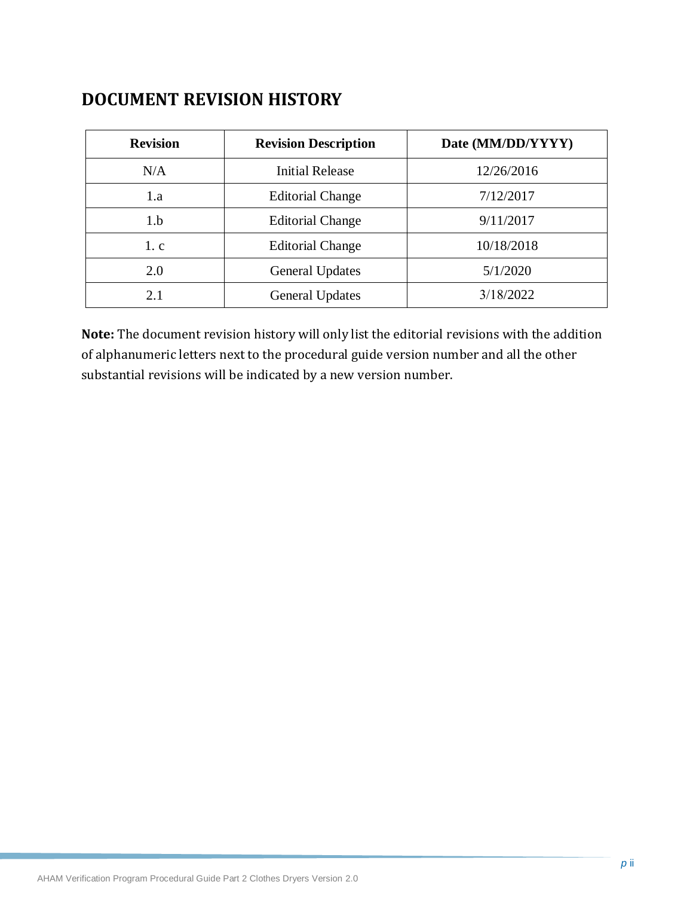## DOCUMENT REVISION HISTORY

| Revision | Revision Description | Date (MM/DD/YYYY) |
|---|---|---|
| N/A | Initial Release | 12/26/2016 |
| 1.a | Editorial Change | 7/12/2017 |
| 1.b | Editorial Change | 9/11/2017 |
| 1. c | Editorial Change | 10/18/2018 |
| 2.0 | General Updates | 5/1/2020 |
| 2.1 | General Updates | 3/18/2022 |

**Note:** The document revision history will only list the editorial revisions with the addition of alphanumeric letters next to the procedural guide version number and all the other substantial revisions will be indicated by a new version number.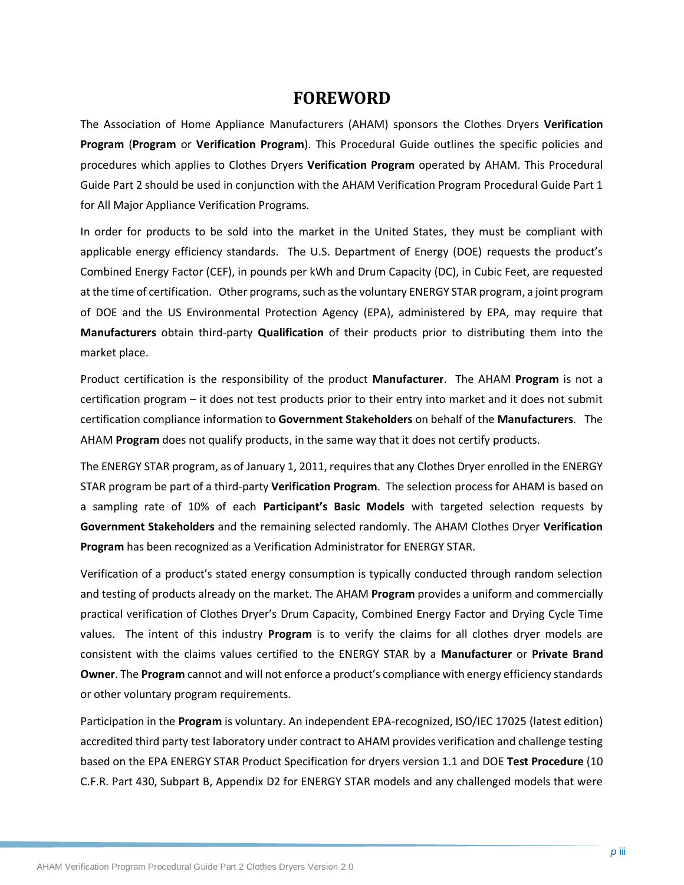# FOREWORD

The Association of Home Appliance Manufacturers (AHAM) sponsors the Clothes Dryers **Verification Program** (**Program** or **Verification Program**). This Procedural Guide outlines the specific policies and procedures which applies to Clothes Dryers **Verification Program** operated by AHAM. This Procedural Guide Part 2 should be used in conjunction with the AHAM Verification Program Procedural Guide Part 1 for All Major Appliance Verification Programs.

In order for products to be sold into the market in the United States, they must be compliant with applicable energy efficiency standards. The U.S. Department of Energy (DOE) requests the product's Combined Energy Factor (CEF), in pounds per kWh and Drum Capacity (DC), in Cubic Feet, are requested at the time of certification. Other programs, such as the voluntary ENERGY STAR program, a joint program of DOE and the US Environmental Protection Agency (EPA), administered by EPA, may require that **Manufacturers** obtain third-party **Qualification** of their products prior to distributing them into the market place.

Product certification is the responsibility of the product **Manufacturer**. The AHAM **Program** is not a certification program – it does not test products prior to their entry into market and it does not submit certification compliance information to **Government Stakeholders** on behalf of the **Manufacturers**. The AHAM **Program** does not qualify products, in the same way that it does not certify products.

The ENERGY STAR program, as of January 1, 2011, requires that any Clothes Dryer enrolled in the ENERGY STAR program be part of a third-party **Verification Program**. The selection process for AHAM is based on a sampling rate of 10% of each **Participant's Basic Models** with targeted selection requests by **Government Stakeholders** and the remaining selected randomly. The AHAM Clothes Dryer **Verification Program** has been recognized as a Verification Administrator for ENERGY STAR.

Verification of a product's stated energy consumption is typically conducted through random selection and testing of products already on the market. The AHAM **Program** provides a uniform and commercially practical verification of Clothes Dryer's Drum Capacity, Combined Energy Factor and Drying Cycle Time values. The intent of this industry **Program** is to verify the claims for all clothes dryer models are consistent with the claims values certified to the ENERGY STAR by a **Manufacturer** or **Private Brand Owner**. The **Program** cannot and will not enforce a product's compliance with energy efficiency standards or other voluntary program requirements.

Participation in the **Program** is voluntary. An independent EPA-recognized, ISO/IEC 17025 (latest edition) accredited third party test laboratory under contract to AHAM provides verification and challenge testing based on the EPA ENERGY STAR Product Specification for dryers version 1.1 and DOE **Test Procedure** (10 C.F.R. Part 430, Subpart B, Appendix D2 for ENERGY STAR models and any challenged models that were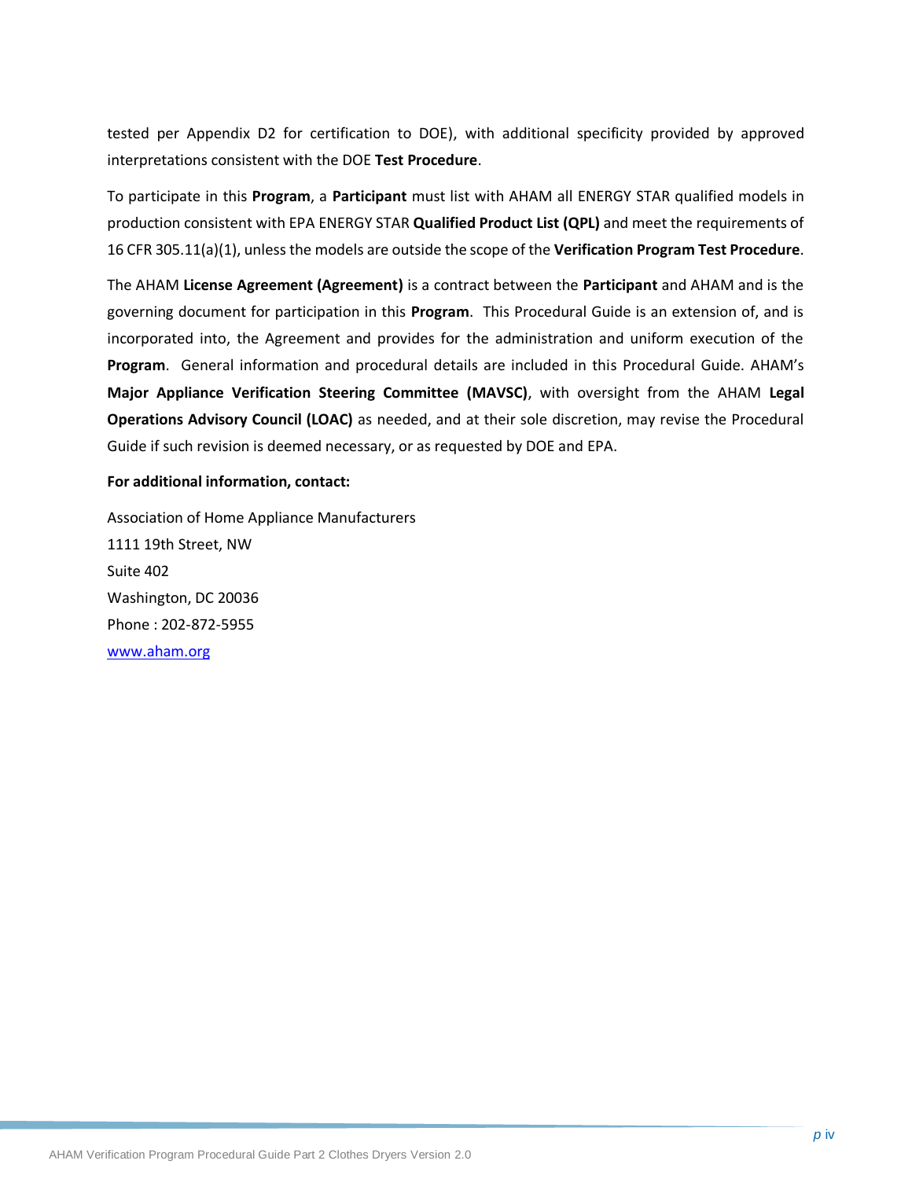tested per Appendix D2 for certification to DOE), with additional specificity provided by approved interpretations consistent with the DOE **Test Procedure**.

To participate in this **Program**, a **Participant** must list with AHAM all ENERGY STAR qualified models in production consistent with EPA ENERGY STAR **Qualified Product List (QPL)** and meet the requirements of 16 CFR 305.11(a)(1), unless the models are outside the scope of the **Verification Program Test Procedure**.

The AHAM **License Agreement (Agreement)** is a contract between the **Participant** and AHAM and is the governing document for participation in this **Program**. This Procedural Guide is an extension of, and is incorporated into, the Agreement and provides for the administration and uniform execution of the **Program**. General information and procedural details are included in this Procedural Guide. AHAM's **Major Appliance Verification Steering Committee (MAVSC)**, with oversight from the AHAM **Legal Operations Advisory Council (LOAC)** as needed, and at their sole discretion, may revise the Procedural Guide if such revision is deemed necessary, or as requested by DOE and EPA.

**For additional information, contact:**

Association of Home Appliance Manufacturers
1111 19th Street, NW
Suite 402
Washington, DC 20036
Phone : 202-872-5955
[www.aham.org](www.aham.org)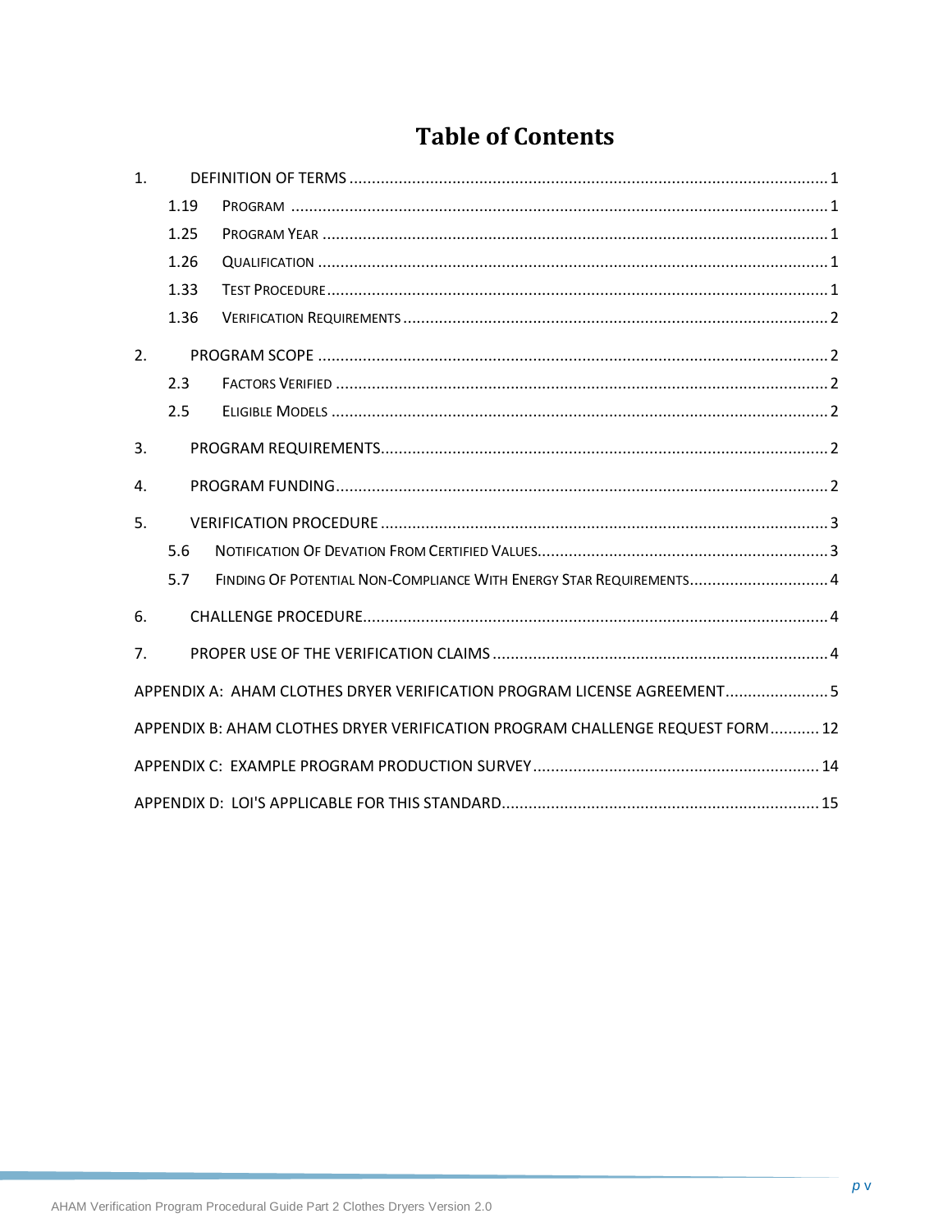# Table of Contents

1. DEFINITION OF TERMS ........................................................ 1
   - 1.19 PROGRAM ........................................................ 1
   - 1.25 PROGRAM YEAR ........................................................ 1
   - 1.26 QUALIFICATION ........................................................ 1
   - 1.33 TEST PROCEDURE ........................................................ 1
   - 1.36 VERIFICATION REQUIREMENTS ........................................................ 2
2. PROGRAM SCOPE ........................................................ 2
   - 2.3 FACTORS VERIFIED ........................................................ 2
   - 2.5 ELIGIBLE MODELS ........................................................ 2
3. PROGRAM REQUIREMENTS ........................................................ 2
4. PROGRAM FUNDING ........................................................ 2
5. VERIFICATION PROCEDURE ........................................................ 3
   - 5.6 NOTIFICATION OF DEVATION FROM CERTIFIED VALUES ........................................................ 3
   - 5.7 FINDING OF POTENTIAL NON-COMPLIANCE WITH ENERGY STAR REQUIREMENTS ........................................................ 4
6. CHALLENGE PROCEDURE ........................................................ 4
7. PROPER USE OF THE VERIFICATION CLAIMS ........................................................ 4

APPENDIX A: AHAM CLOTHES DRYER VERIFICATION PROGRAM LICENSE AGREEMENT ........................................................ 5

APPENDIX B: AHAM CLOTHES DRYER VERIFICATION PROGRAM CHALLENGE REQUEST FORM ........................................................ 12

APPENDIX C: EXAMPLE PROGRAM PRODUCTION SURVEY ........................................................ 14

APPENDIX D: LOI'S APPLICABLE FOR THIS STANDARD ........................................................ 15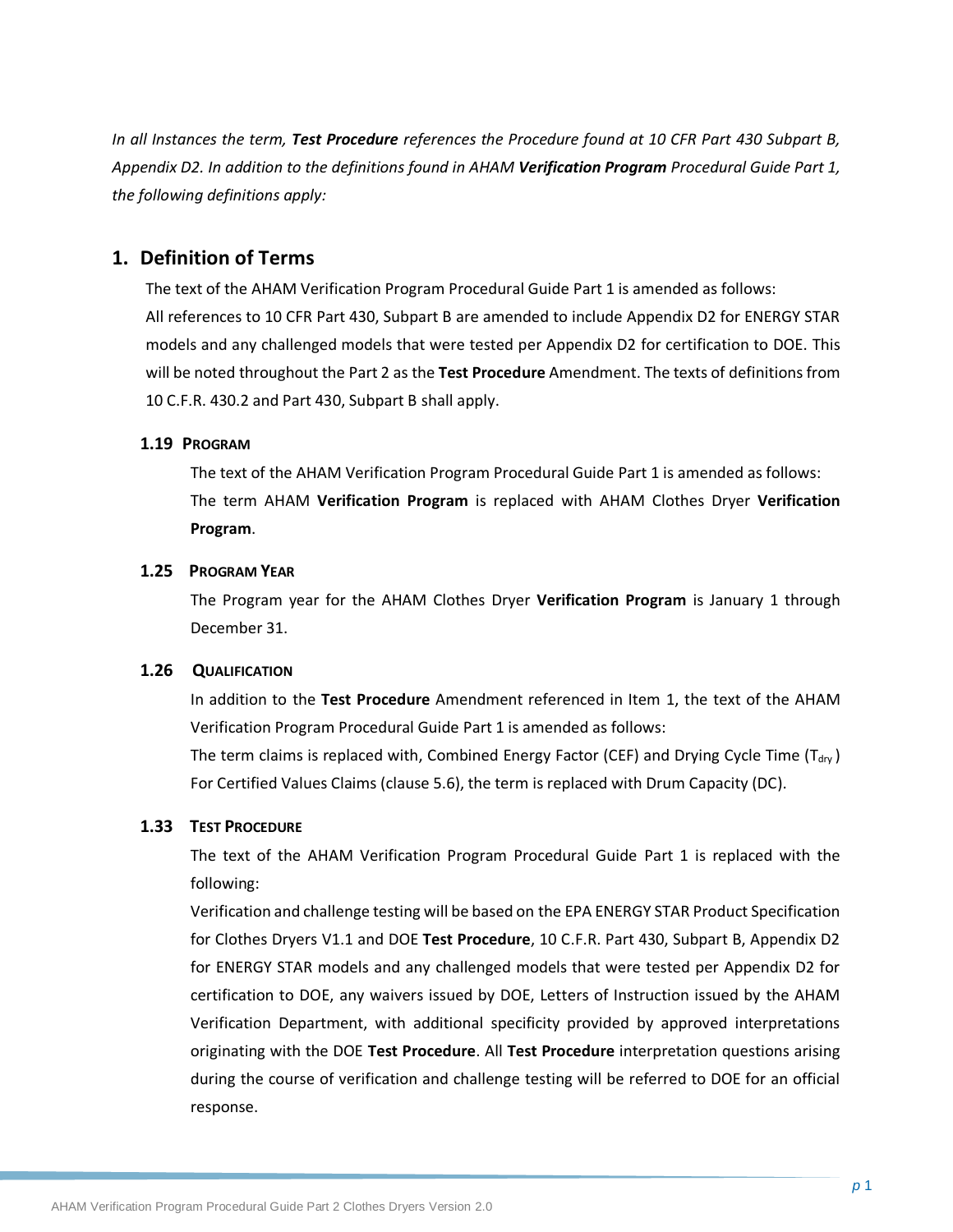*In all Instances the term, **Test Procedure** references the Procedure found at 10 CFR Part 430 Subpart B, Appendix D2. In addition to the definitions found in AHAM **Verification Program** Procedural Guide Part 1, the following definitions apply:*

## 1. Definition of Terms

The text of the AHAM Verification Program Procedural Guide Part 1 is amended as follows:
All references to 10 CFR Part 430, Subpart B are amended to include Appendix D2 for ENERGY STAR models and any challenged models that were tested per Appendix D2 for certification to DOE. This will be noted throughout the Part 2 as the **Test Procedure** Amendment. The texts of definitions from 10 C.F.R. 430.2 and Part 430, Subpart B shall apply.

### 1.19 PROGRAM

The text of the AHAM Verification Program Procedural Guide Part 1 is amended as follows:
The term AHAM **Verification Program** is replaced with AHAM Clothes Dryer **Verification Program**.

### 1.25 PROGRAM YEAR

The Program year for the AHAM Clothes Dryer **Verification Program** is January 1 through December 31.

### 1.26 QUALIFICATION

In addition to the **Test Procedure** Amendment referenced in Item 1, the text of the AHAM Verification Program Procedural Guide Part 1 is amended as follows:
The term claims is replaced with, Combined Energy Factor (CEF) and Drying Cycle Time ($T_{dry}$)
For Certified Values Claims (clause 5.6), the term is replaced with Drum Capacity (DC).

### 1.33 TEST PROCEDURE

The text of the AHAM Verification Program Procedural Guide Part 1 is replaced with the following:
Verification and challenge testing will be based on the EPA ENERGY STAR Product Specification for Clothes Dryers V1.1 and DOE **Test Procedure**, 10 C.F.R. Part 430, Subpart B, Appendix D2 for ENERGY STAR models and any challenged models that were tested per Appendix D2 for certification to DOE, any waivers issued by DOE, Letters of Instruction issued by the AHAM Verification Department, with additional specificity provided by approved interpretations originating with the DOE **Test Procedure**. All **Test Procedure** interpretation questions arising during the course of verification and challenge testing will be referred to DOE for an official response.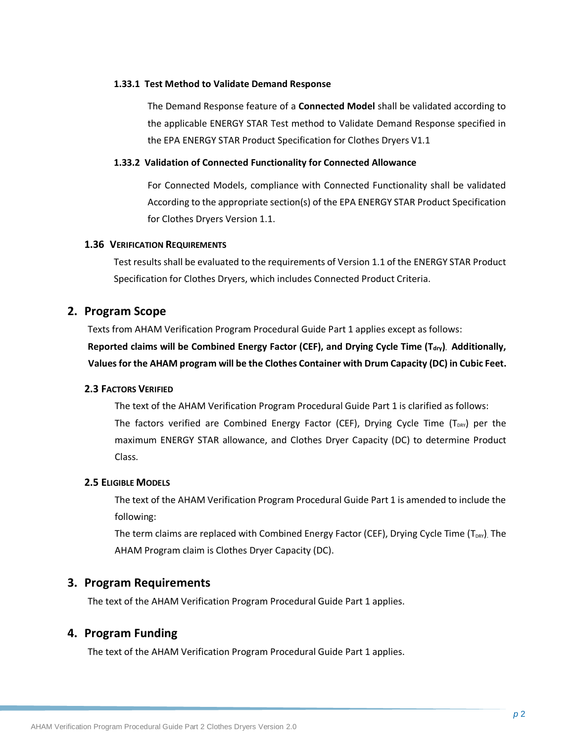#### 1.33.1 Test Method to Validate Demand Response

The Demand Response feature of a **Connected Model** shall be validated according to the applicable ENERGY STAR Test method to Validate Demand Response specified in the EPA ENERGY STAR Product Specification for Clothes Dryers V1.1

#### 1.33.2 Validation of Connected Functionality for Connected Allowance

For Connected Models, compliance with Connected Functionality shall be validated According to the appropriate section(s) of the EPA ENERGY STAR Product Specification for Clothes Dryers Version 1.1.

### 1.36 VERIFICATION REQUIREMENTS

Test results shall be evaluated to the requirements of Version 1.1 of the ENERGY STAR Product Specification for Clothes Dryers, which includes Connected Product Criteria.

## 2. Program Scope

Texts from AHAM Verification Program Procedural Guide Part 1 applies except as follows:

**Reported claims will be Combined Energy Factor (CEF), and Drying Cycle Time ($T_{dry}$). Additionally, Values for the AHAM program will be the Clothes Container with Drum Capacity (DC) in Cubic Feet.**

### 2.3 FACTORS VERIFIED

The text of the AHAM Verification Program Procedural Guide Part 1 is clarified as follows:

The factors verified are Combined Energy Factor (CEF), Drying Cycle Time ($T_{DRY}$) per the maximum ENERGY STAR allowance, and Clothes Dryer Capacity (DC) to determine Product Class.

### 2.5 ELIGIBLE MODELS

The text of the AHAM Verification Program Procedural Guide Part 1 is amended to include the following:

The term claims are replaced with Combined Energy Factor (CEF), Drying Cycle Time ($T_{DRY}$). The AHAM Program claim is Clothes Dryer Capacity (DC).

## 3. Program Requirements

The text of the AHAM Verification Program Procedural Guide Part 1 applies.

## 4. Program Funding

The text of the AHAM Verification Program Procedural Guide Part 1 applies.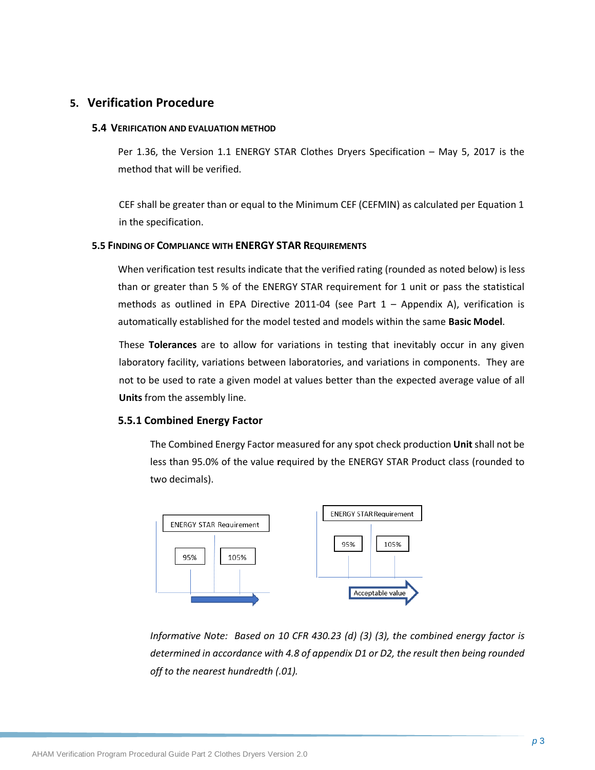## 5. Verification Procedure

### 5.4 Verification and Evaluation Method

Per 1.36, the Version 1.1 ENERGY STAR Clothes Dryers Specification – May 5, 2017 is the method that will be verified.

CEF shall be greater than or equal to the Minimum CEF (CEFMIN) as calculated per Equation 1 in the specification.

### 5.5 Finding of Compliance with ENERGY STAR Requirements

When verification test results indicate that the verified rating (rounded as noted below) is less than or greater than 5 % of the ENERGY STAR requirement for 1 unit or pass the statistical methods as outlined in EPA Directive 2011-04 (see Part 1 – Appendix A), verification is automatically established for the model tested and models within the same **Basic Model**.

These **Tolerances** are to allow for variations in testing that inevitably occur in any given laboratory facility, variations between laboratories, and variations in components. They are not to be used to rate a given model at values better than the expected average value of all **Units** from the assembly line.

#### 5.5.1 Combined Energy Factor

The Combined Energy Factor measured for any spot check production **Unit** shall not be less than 95.0% of the value required by the ENERGY STAR Product class (rounded to two decimals).

ENERGY STAR Requirement

95% 105%

ENERGY STAR Requirement

95% 105%

Acceptable value

*Informative Note: Based on 10 CFR 430.23 (d) (3) (3), the combined energy factor is determined in accordance with 4.8 of appendix D1 or D2, the result then being rounded off to the nearest hundredth (.01).*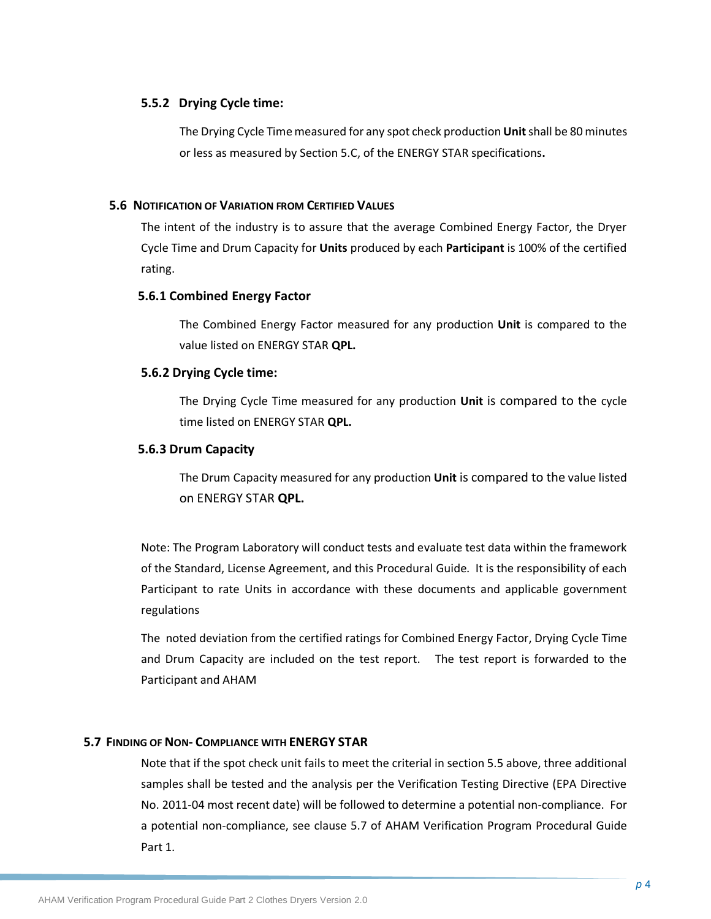### 5.5.2 Drying Cycle time:

The Drying Cycle Time measured for any spot check production **Unit** shall be 80 minutes or less as measured by Section 5.C, of the ENERGY STAR specifications**.**

## 5.6 Notification of Variation from Certified Values

The intent of the industry is to assure that the average Combined Energy Factor, the Dryer Cycle Time and Drum Capacity for **Units** produced by each **Participant** is 100% of the certified rating.

### 5.6.1 Combined Energy Factor

The Combined Energy Factor measured for any production **Unit** is compared to the value listed on ENERGY STAR **QPL.**

### 5.6.2 Drying Cycle time:

The Drying Cycle Time measured for any production **Unit** is compared to the cycle time listed on ENERGY STAR **QPL.**

### 5.6.3 Drum Capacity

The Drum Capacity measured for any production **Unit** is compared to the value listed on ENERGY STAR **QPL.**

Note: The Program Laboratory will conduct tests and evaluate test data within the framework of the Standard, License Agreement, and this Procedural Guide. It is the responsibility of each Participant to rate Units in accordance with these documents and applicable government regulations

The noted deviation from the certified ratings for Combined Energy Factor, Drying Cycle Time and Drum Capacity are included on the test report. The test report is forwarded to the Participant and AHAM

## 5.7 Finding of Non- Compliance with ENERGY STAR

Note that if the spot check unit fails to meet the criterial in section 5.5 above, three additional samples shall be tested and the analysis per the Verification Testing Directive (EPA Directive No. 2011-04 most recent date) will be followed to determine a potential non-compliance. For a potential non-compliance, see clause 5.7 of AHAM Verification Program Procedural Guide Part 1.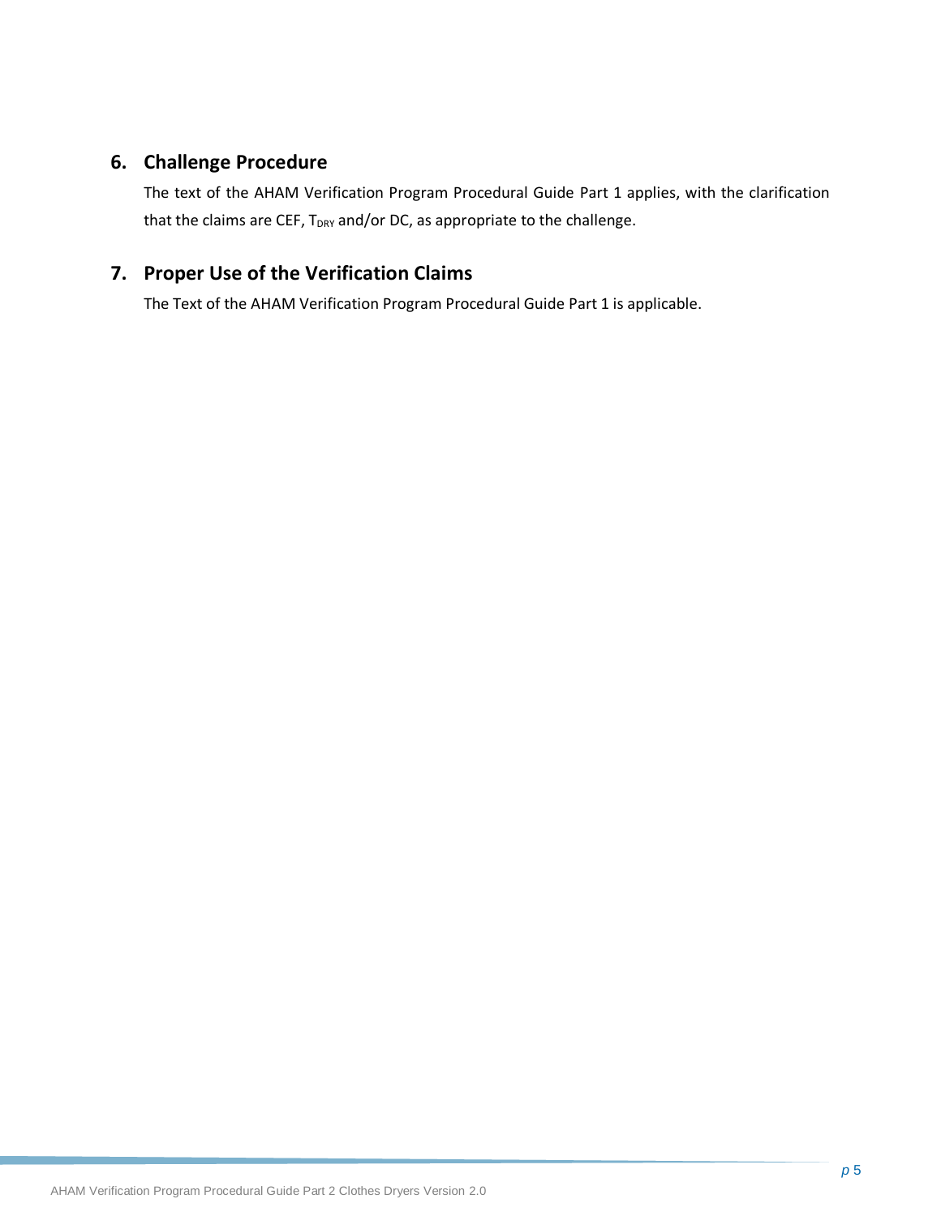## 6. Challenge Procedure

The text of the AHAM Verification Program Procedural Guide Part 1 applies, with the clarification that the claims are CEF, $T_{DRY}$ and/or DC, as appropriate to the challenge.

## 7. Proper Use of the Verification Claims

The Text of the AHAM Verification Program Procedural Guide Part 1 is applicable.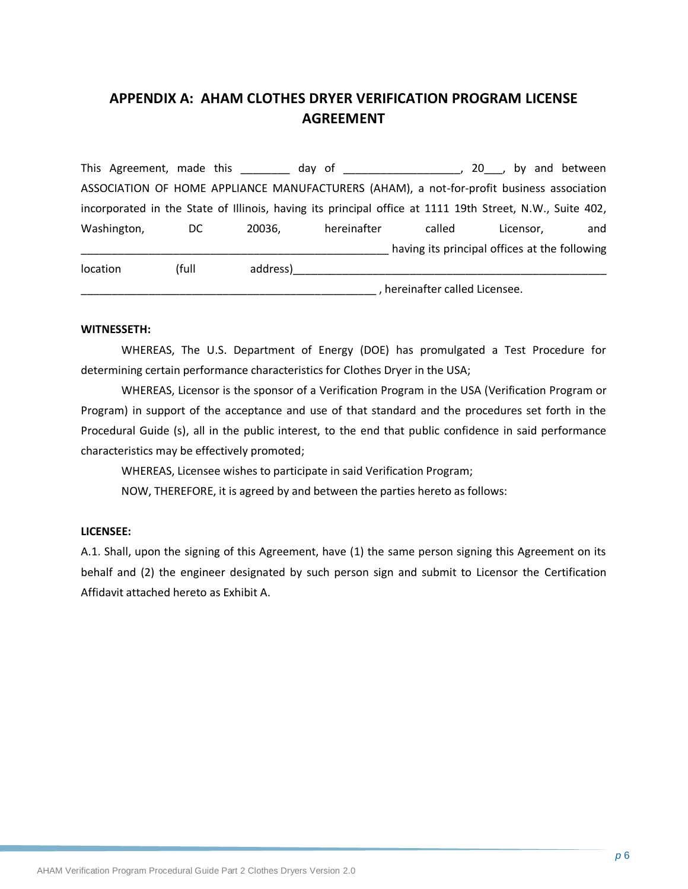# APPENDIX A: AHAM CLOTHES DRYER VERIFICATION PROGRAM LICENSE AGREEMENT

This Agreement, made this ________ day of ___________________, 20___, by and between ASSOCIATION OF HOME APPLIANCE MANUFACTURERS (AHAM), a not-for-profit business association incorporated in the State of Illinois, having its principal office at 1111 19th Street, N.W., Suite 402, Washington, DC 20036, hereinafter called Licensor, and _________________________________________________ having its principal offices at the following location (full address)_____________________________________________________ _________________________________________________ , hereinafter called Licensee.

**WITNESSETH:**

WHEREAS, The U.S. Department of Energy (DOE) has promulgated a Test Procedure for determining certain performance characteristics for Clothes Dryer in the USA;

WHEREAS, Licensor is the sponsor of a Verification Program in the USA (Verification Program or Program) in support of the acceptance and use of that standard and the procedures set forth in the Procedural Guide (s), all in the public interest, to the end that public confidence in said performance characteristics may be effectively promoted;

WHEREAS, Licensee wishes to participate in said Verification Program;

NOW, THEREFORE, it is agreed by and between the parties hereto as follows:

**LICENSEE:**

A.1. Shall, upon the signing of this Agreement, have (1) the same person signing this Agreement on its behalf and (2) the engineer designated by such person sign and submit to Licensor the Certification Affidavit attached hereto as Exhibit A.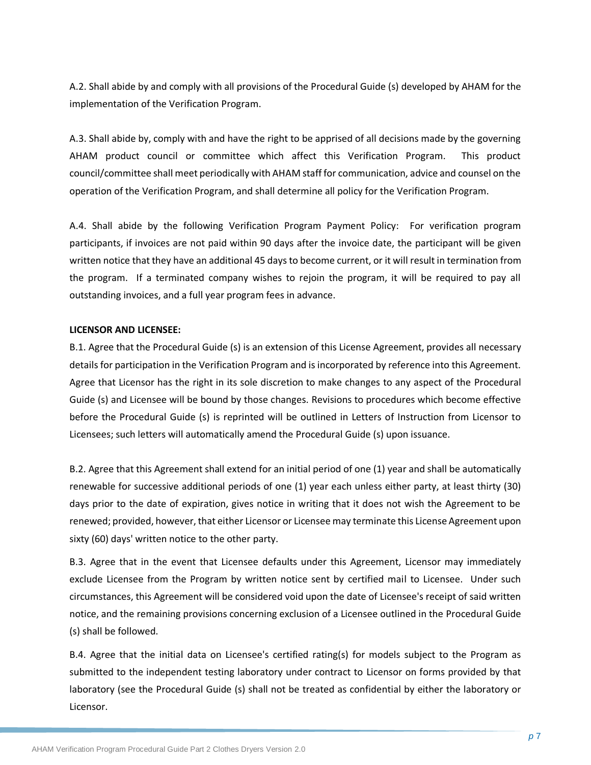A.2. Shall abide by and comply with all provisions of the Procedural Guide (s) developed by AHAM for the implementation of the Verification Program.

A.3. Shall abide by, comply with and have the right to be apprised of all decisions made by the governing AHAM product council or committee which affect this Verification Program. This product council/committee shall meet periodically with AHAM staff for communication, advice and counsel on the operation of the Verification Program, and shall determine all policy for the Verification Program.

A.4. Shall abide by the following Verification Program Payment Policy: For verification program participants, if invoices are not paid within 90 days after the invoice date, the participant will be given written notice that they have an additional 45 days to become current, or it will result in termination from the program. If a terminated company wishes to rejoin the program, it will be required to pay all outstanding invoices, and a full year program fees in advance.

**LICENSOR AND LICENSEE:**

B.1. Agree that the Procedural Guide (s) is an extension of this License Agreement, provides all necessary details for participation in the Verification Program and is incorporated by reference into this Agreement. Agree that Licensor has the right in its sole discretion to make changes to any aspect of the Procedural Guide (s) and Licensee will be bound by those changes. Revisions to procedures which become effective before the Procedural Guide (s) is reprinted will be outlined in Letters of Instruction from Licensor to Licensees; such letters will automatically amend the Procedural Guide (s) upon issuance.

B.2. Agree that this Agreement shall extend for an initial period of one (1) year and shall be automatically renewable for successive additional periods of one (1) year each unless either party, at least thirty (30) days prior to the date of expiration, gives notice in writing that it does not wish the Agreement to be renewed; provided, however, that either Licensor or Licensee may terminate this License Agreement upon sixty (60) days' written notice to the other party.

B.3. Agree that in the event that Licensee defaults under this Agreement, Licensor may immediately exclude Licensee from the Program by written notice sent by certified mail to Licensee. Under such circumstances, this Agreement will be considered void upon the date of Licensee's receipt of said written notice, and the remaining provisions concerning exclusion of a Licensee outlined in the Procedural Guide (s) shall be followed.

B.4. Agree that the initial data on Licensee's certified rating(s) for models subject to the Program as submitted to the independent testing laboratory under contract to Licensor on forms provided by that laboratory (see the Procedural Guide (s) shall not be treated as confidential by either the laboratory or Licensor.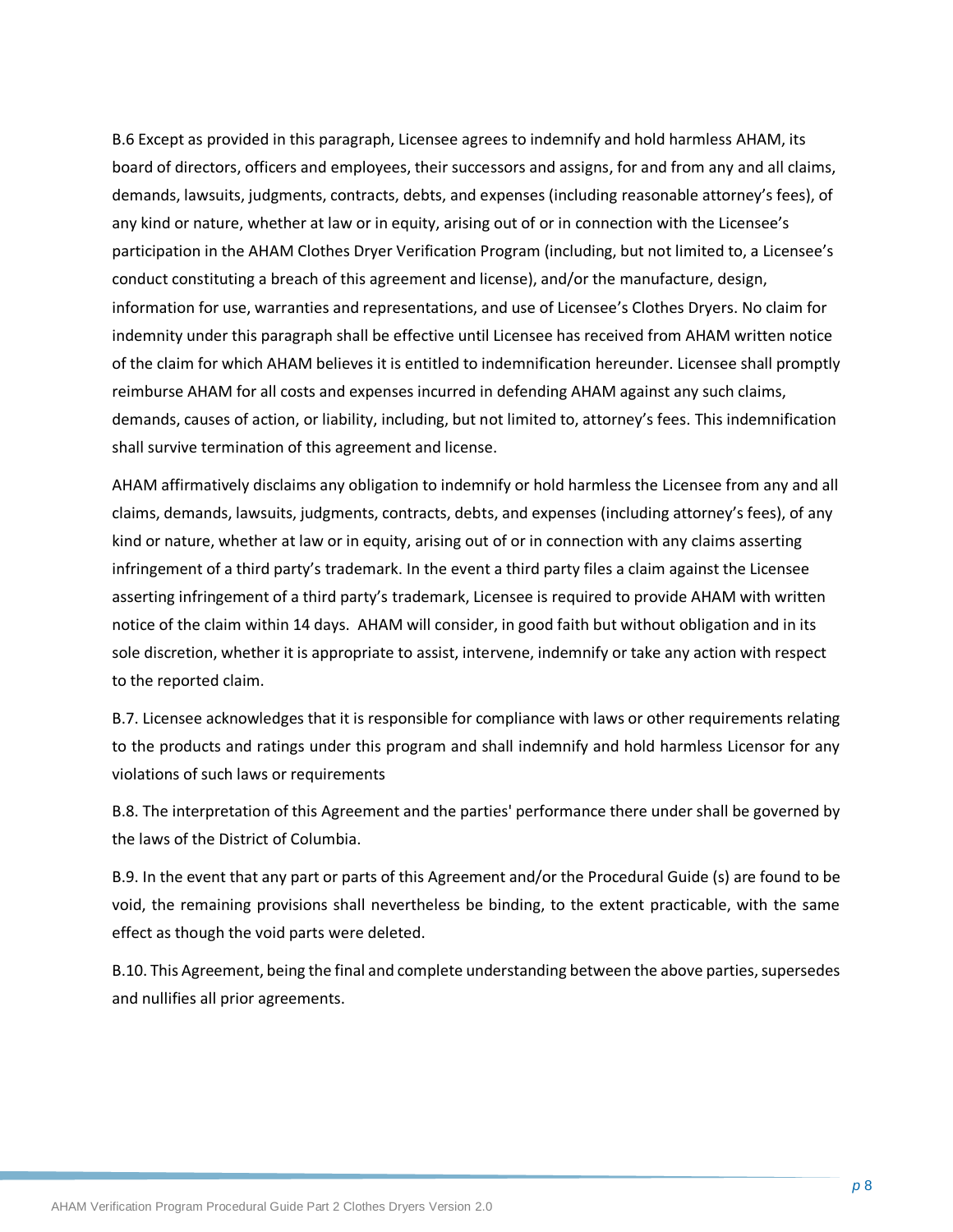B.6 Except as provided in this paragraph, Licensee agrees to indemnify and hold harmless AHAM, its board of directors, officers and employees, their successors and assigns, for and from any and all claims, demands, lawsuits, judgments, contracts, debts, and expenses (including reasonable attorney's fees), of any kind or nature, whether at law or in equity, arising out of or in connection with the Licensee's participation in the AHAM Clothes Dryer Verification Program (including, but not limited to, a Licensee's conduct constituting a breach of this agreement and license), and/or the manufacture, design, information for use, warranties and representations, and use of Licensee's Clothes Dryers. No claim for indemnity under this paragraph shall be effective until Licensee has received from AHAM written notice of the claim for which AHAM believes it is entitled to indemnification hereunder. Licensee shall promptly reimburse AHAM for all costs and expenses incurred in defending AHAM against any such claims, demands, causes of action, or liability, including, but not limited to, attorney's fees. This indemnification shall survive termination of this agreement and license.

AHAM affirmatively disclaims any obligation to indemnify or hold harmless the Licensee from any and all claims, demands, lawsuits, judgments, contracts, debts, and expenses (including attorney's fees), of any kind or nature, whether at law or in equity, arising out of or in connection with any claims asserting infringement of a third party's trademark. In the event a third party files a claim against the Licensee asserting infringement of a third party's trademark, Licensee is required to provide AHAM with written notice of the claim within 14 days. AHAM will consider, in good faith but without obligation and in its sole discretion, whether it is appropriate to assist, intervene, indemnify or take any action with respect to the reported claim.

B.7. Licensee acknowledges that it is responsible for compliance with laws or other requirements relating to the products and ratings under this program and shall indemnify and hold harmless Licensor for any violations of such laws or requirements

B.8. The interpretation of this Agreement and the parties' performance there under shall be governed by the laws of the District of Columbia.

B.9. In the event that any part or parts of this Agreement and/or the Procedural Guide (s) are found to be void, the remaining provisions shall nevertheless be binding, to the extent practicable, with the same effect as though the void parts were deleted.

B.10. This Agreement, being the final and complete understanding between the above parties, supersedes and nullifies all prior agreements.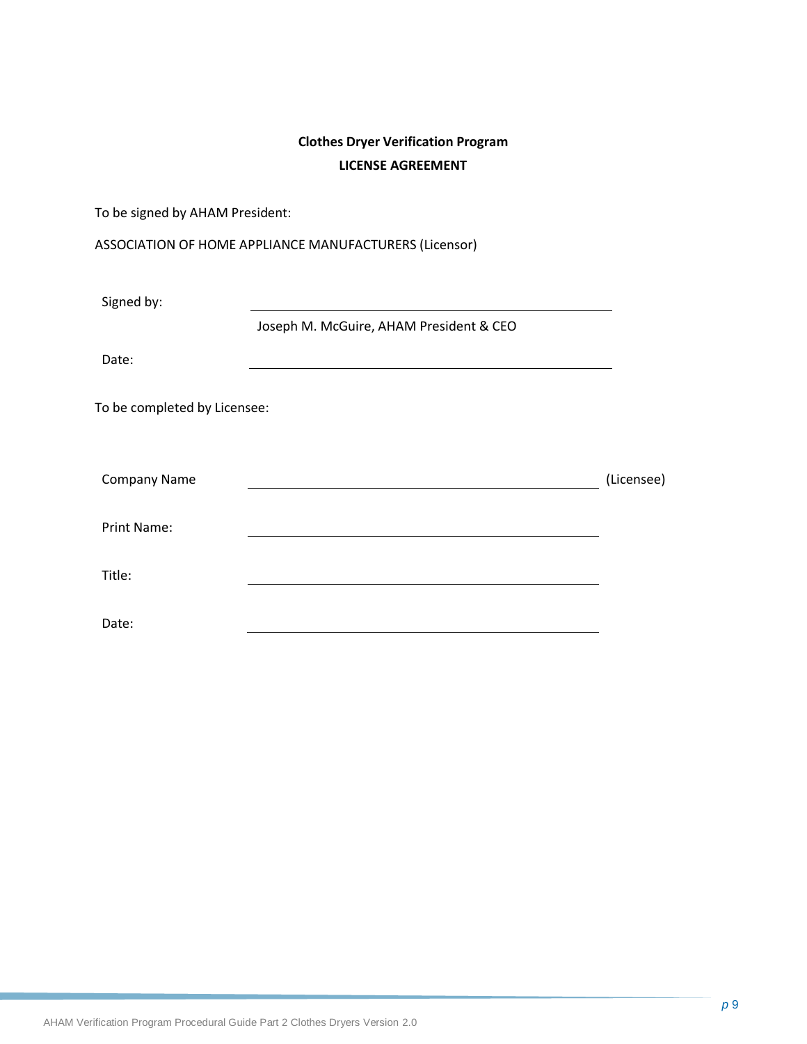**Clothes Dryer Verification Program**

**LICENSE AGREEMENT**

To be signed by AHAM President:

ASSOCIATION OF HOME APPLIANCE MANUFACTURERS (Licensor)

Signed by: ______________________________________

Joseph M. McGuire, AHAM President & CEO

Date: ______________________________________

To be completed by Licensee:

Company Name ______________________________________ (Licensee)

Print Name: ______________________________________

Title: ______________________________________

Date: ______________________________________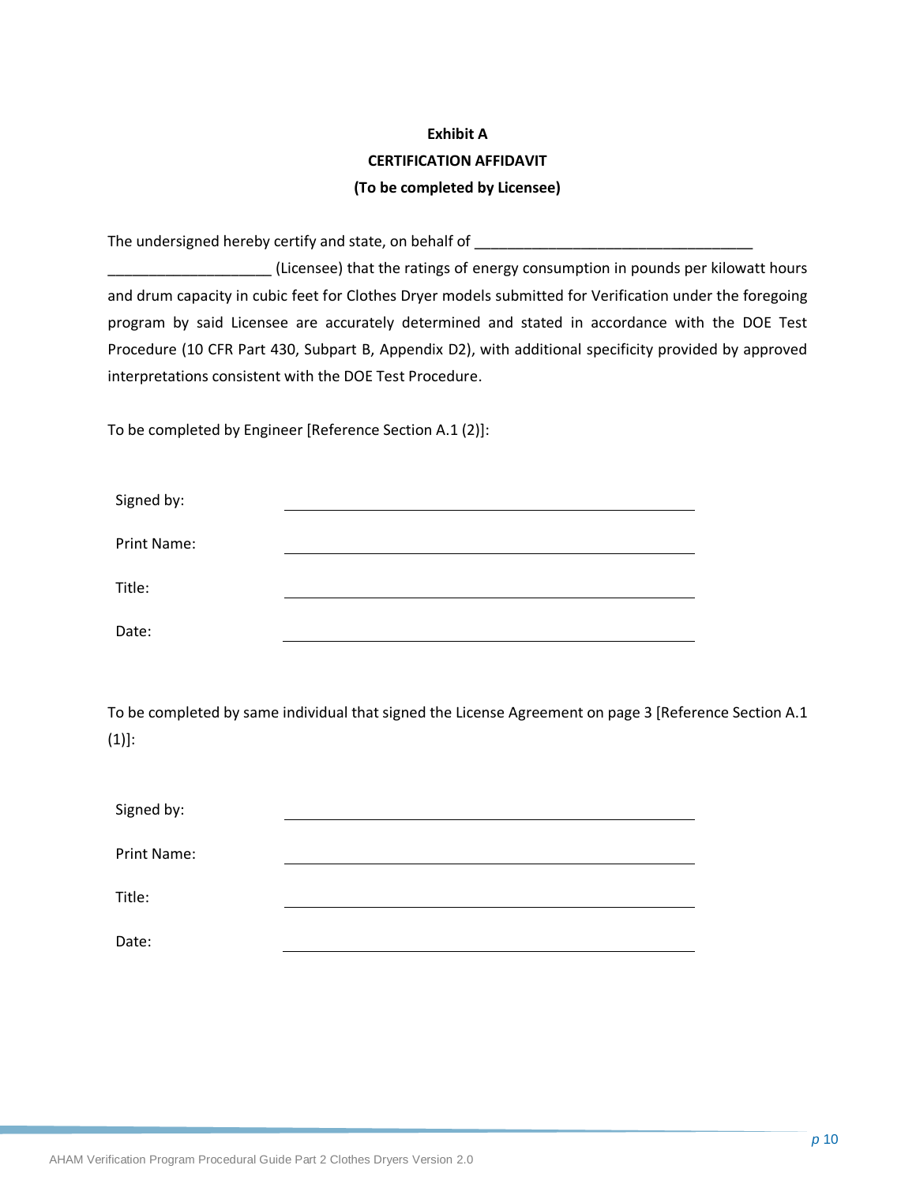**Exhibit A**

**CERTIFICATION AFFIDAVIT**

**(To be completed by Licensee)**

The undersigned hereby certify and state, on behalf of ___________________________________ ____________________ (Licensee) that the ratings of energy consumption in pounds per kilowatt hours and drum capacity in cubic feet for Clothes Dryer models submitted for Verification under the foregoing program by said Licensee are accurately determined and stated in accordance with the DOE Test Procedure (10 CFR Part 430, Subpart B, Appendix D2), with additional specificity provided by approved interpretations consistent with the DOE Test Procedure.

To be completed by Engineer [Reference Section A.1 (2)]:

Signed by: ____________________________________________

Print Name: ____________________________________________

Title: ____________________________________________

Date: ____________________________________________

To be completed by same individual that signed the License Agreement on page 3 [Reference Section A.1 (1)]:

Signed by: ____________________________________________

Print Name: ____________________________________________

Title: ____________________________________________

Date: ____________________________________________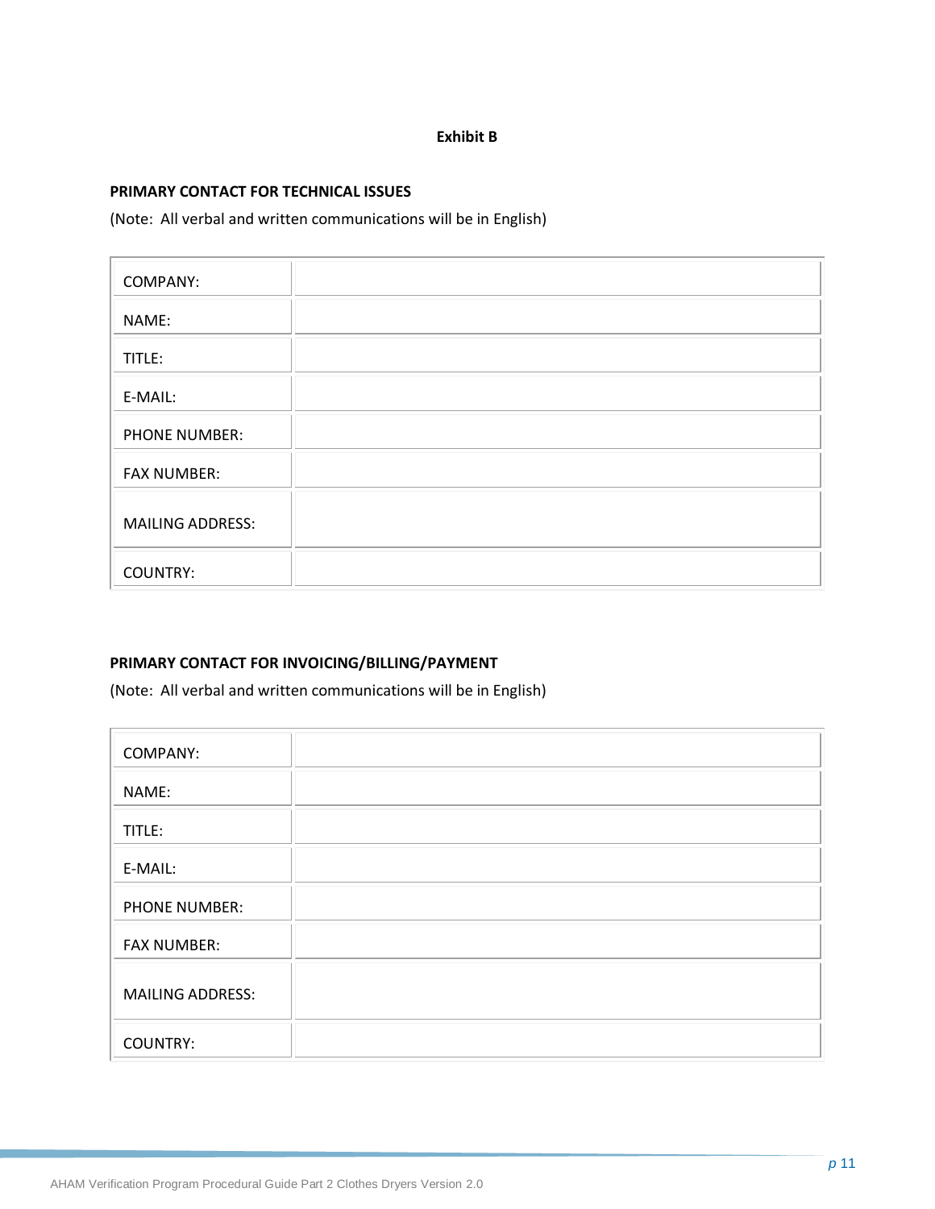**Exhibit B**

**PRIMARY CONTACT FOR TECHNICAL ISSUES**

(Note: All verbal and written communications will be in English)

| | |
|---|---|
| COMPANY: | |
| NAME: | |
| TITLE: | |
| E-MAIL: | |
| PHONE NUMBER: | |
| FAX NUMBER: | |
| MAILING ADDRESS: | |
| COUNTRY: | |

**PRIMARY CONTACT FOR INVOICING/BILLING/PAYMENT**

(Note: All verbal and written communications will be in English)

| | |
|---|---|
| COMPANY: | |
| NAME: | |
| TITLE: | |
| E-MAIL: | |
| PHONE NUMBER: | |
| FAX NUMBER: | |
| MAILING ADDRESS: | |
| COUNTRY: | |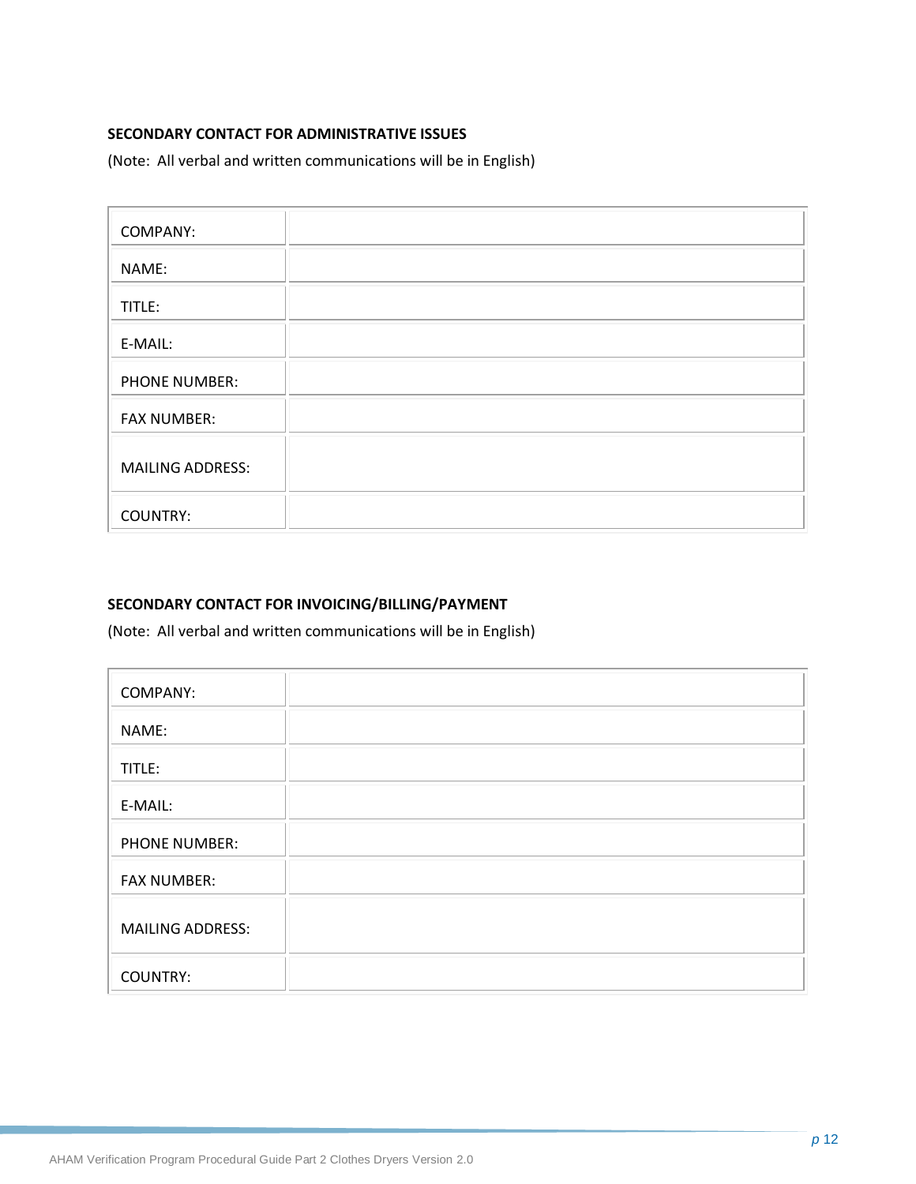**SECONDARY CONTACT FOR ADMINISTRATIVE ISSUES**

(Note: All verbal and written communications will be in English)

| | |
|---|---|
| COMPANY: | |
| NAME: | |
| TITLE: | |
| E-MAIL: | |
| PHONE NUMBER: | |
| FAX NUMBER: | |
| MAILING ADDRESS: | |
| COUNTRY: | |

**SECONDARY CONTACT FOR INVOICING/BILLING/PAYMENT**

(Note: All verbal and written communications will be in English)

| | |
|---|---|
| COMPANY: | |
| NAME: | |
| TITLE: | |
| E-MAIL: | |
| PHONE NUMBER: | |
| FAX NUMBER: | |
| MAILING ADDRESS: | |
| COUNTRY: | |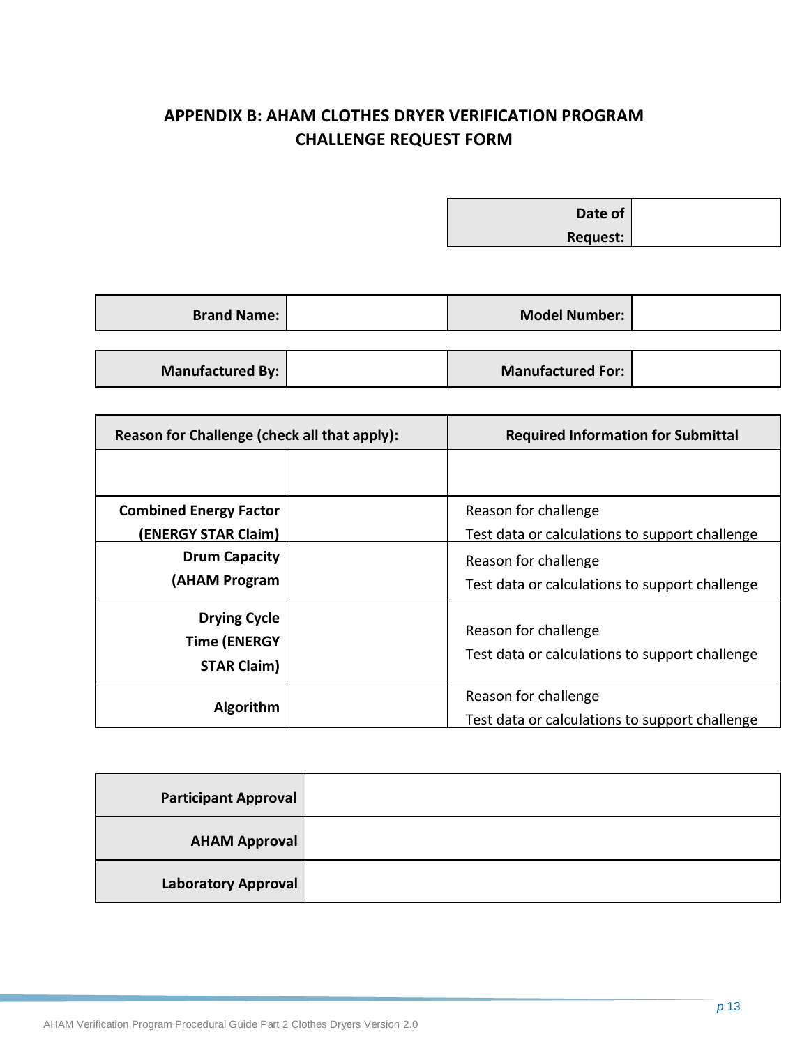## APPENDIX B: AHAM CLOTHES DRYER VERIFICATION PROGRAM CHALLENGE REQUEST FORM

| Date of Request: | |
|---|---|

| Brand Name: | | Model Number: | |
|---|---|---|---|
| **Manufactured By:** | | **Manufactured For:** | |

| Reason for Challenge (check all that apply): | | Required Information for Submittal |
|---|---|---|
| | | |
| **Combined Energy Factor (ENERGY STAR Claim)** | | Reason for challenge<br>Test data or calculations to support challenge |
| **Drum Capacity (AHAM Program** | | Reason for challenge<br>Test data or calculations to support challenge |
| **Drying Cycle Time (ENERGY STAR Claim)** | | Reason for challenge<br>Test data or calculations to support challenge |
| **Algorithm** | | Reason for challenge<br>Test data or calculations to support challenge |

| Participant Approval | |
|---|---|
| **AHAM Approval** | |
| **Laboratory Approval** | |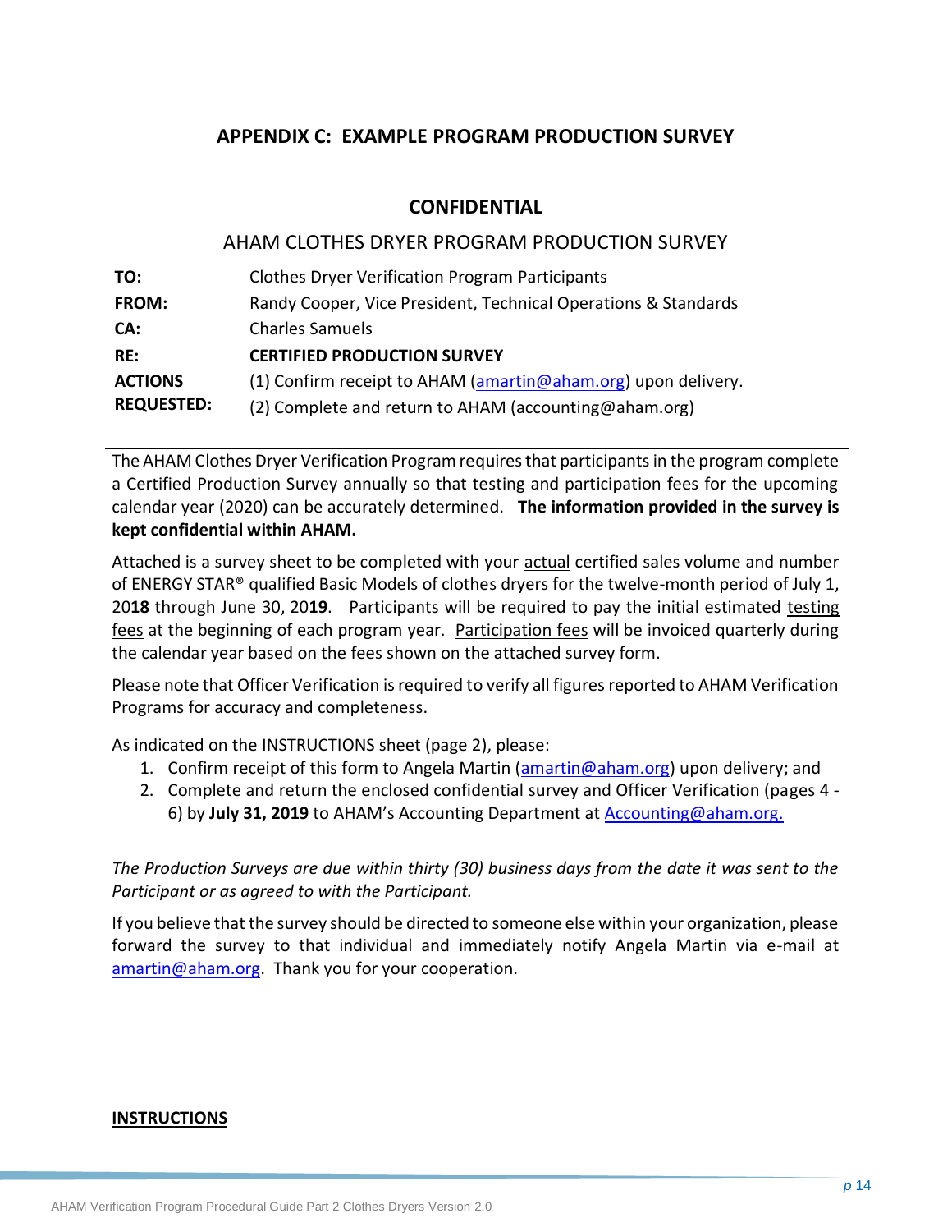## APPENDIX C: EXAMPLE PROGRAM PRODUCTION SURVEY

### CONFIDENTIAL

AHAM CLOTHES DRYER PROGRAM PRODUCTION SURVEY

| | |
|---|---|
| **TO:** | Clothes Dryer Verification Program Participants |
| **FROM:** | Randy Cooper, Vice President, Technical Operations & Standards |
| **CA:** | Charles Samuels |
| **RE:** | **CERTIFIED PRODUCTION SURVEY** |
| **ACTIONS REQUESTED:** | (1) Confirm receipt to AHAM (amartin@aham.org) upon delivery.<br>(2) Complete and return to AHAM (accounting@aham.org) |

The AHAM Clothes Dryer Verification Program requires that participants in the program complete a Certified Production Survey annually so that testing and participation fees for the upcoming calendar year (2020) can be accurately determined. **The information provided in the survey is kept confidential within AHAM.**

Attached is a survey sheet to be completed with your actual certified sales volume and number of ENERGY STAR® qualified Basic Models of clothes dryers for the twelve-month period of July 1, 20**18** through June 30, 20**19**. Participants will be required to pay the initial estimated testing fees at the beginning of each program year. Participation fees will be invoiced quarterly during the calendar year based on the fees shown on the attached survey form.

Please note that Officer Verification is required to verify all figures reported to AHAM Verification Programs for accuracy and completeness.

As indicated on the INSTRUCTIONS sheet (page 2), please:

1. Confirm receipt of this form to Angela Martin (amartin@aham.org) upon delivery; and
2. Complete and return the enclosed confidential survey and Officer Verification (pages 4 - 6) by **July 31, 2019** to AHAM's Accounting Department at Accounting@aham.org.

*The Production Surveys are due within thirty (30) business days from the date it was sent to the Participant or as agreed to with the Participant.*

If you believe that the survey should be directed to someone else within your organization, please forward the survey to that individual and immediately notify Angela Martin via e-mail at amartin@aham.org. Thank you for your cooperation.

**INSTRUCTIONS**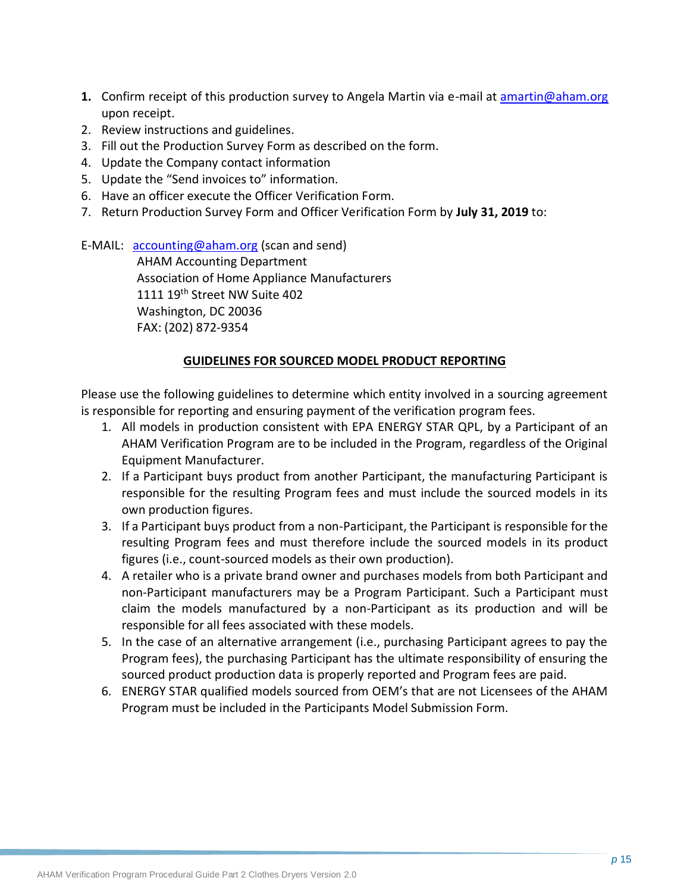1. Confirm receipt of this production survey to Angela Martin via e-mail at amartin@aham.org upon receipt.
2. Review instructions and guidelines.
3. Fill out the Production Survey Form as described on the form.
4. Update the Company contact information
5. Update the "Send invoices to" information.
6. Have an officer execute the Officer Verification Form.
7. Return Production Survey Form and Officer Verification Form by **July 31, 2019** to:

E-MAIL: accounting@aham.org (scan and send)
AHAM Accounting Department
Association of Home Appliance Manufacturers
1111 19th Street NW Suite 402
Washington, DC 20036
FAX: (202) 872-9354

**GUIDELINES FOR SOURCED MODEL PRODUCT REPORTING**

Please use the following guidelines to determine which entity involved in a sourcing agreement is responsible for reporting and ensuring payment of the verification program fees.

1. All models in production consistent with EPA ENERGY STAR QPL, by a Participant of an AHAM Verification Program are to be included in the Program, regardless of the Original Equipment Manufacturer.
2. If a Participant buys product from another Participant, the manufacturing Participant is responsible for the resulting Program fees and must include the sourced models in its own production figures.
3. If a Participant buys product from a non-Participant, the Participant is responsible for the resulting Program fees and must therefore include the sourced models in its product figures (i.e., count-sourced models as their own production).
4. A retailer who is a private brand owner and purchases models from both Participant and non-Participant manufacturers may be a Program Participant. Such a Participant must claim the models manufactured by a non-Participant as its production and will be responsible for all fees associated with these models.
5. In the case of an alternative arrangement (i.e., purchasing Participant agrees to pay the Program fees), the purchasing Participant has the ultimate responsibility of ensuring the sourced product production data is properly reported and Program fees are paid.
6. ENERGY STAR qualified models sourced from OEM's that are not Licensees of the AHAM Program must be included in the Participants Model Submission Form.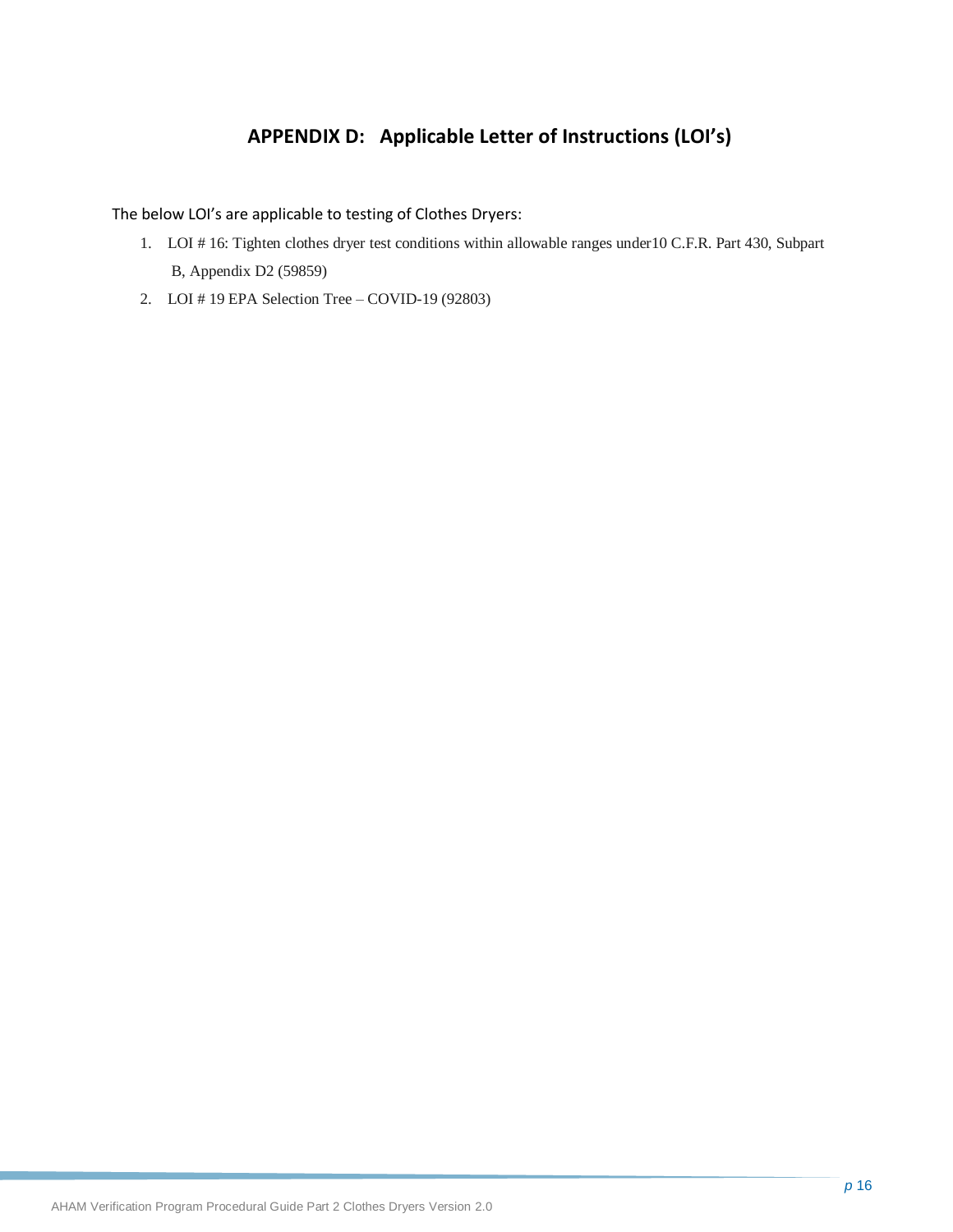## APPENDIX D: Applicable Letter of Instructions (LOI's)

The below LOI's are applicable to testing of Clothes Dryers:

1. LOI # 16: Tighten clothes dryer test conditions within allowable ranges under10 C.F.R. Part 430, Subpart B, Appendix D2 (59859)
2. LOI # 19 EPA Selection Tree – COVID-19 (92803)